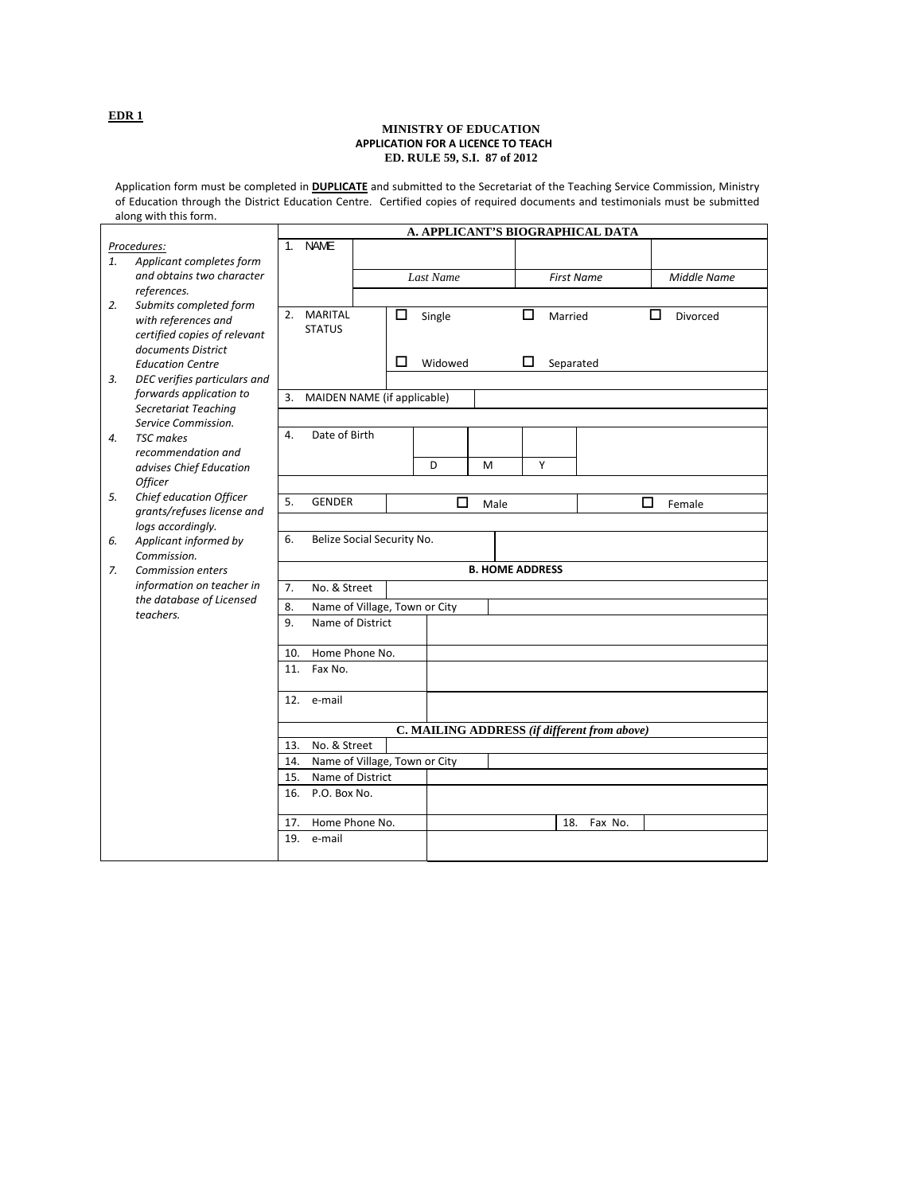**EDR 1**

**MINISTRY OF EDUCATION**
**APPLICATION FOR A LICENCE TO TEACH**
**ED. RULE 59, S.I. 87 of 2012**

Application form must be completed in **DUPLICATE** and submitted to the Secretariat of the Teaching Service Commission, Ministry of Education through the District Education Centre. Certified copies of required documents and testimonials must be submitted along with this form.

*Procedures:*

1. *Applicant completes form and obtains two character references.*
2. *Submits completed form with references and certified copies of relevant documents District Education Centre*
3. *DEC verifies particulars and forwards application to Secretariat Teaching Service Commission.*
4. *TSC makes recommendation and advises Chief Education Officer*
5. *Chief education Officer grants/refuses license and logs accordingly.*
6. *Applicant informed by Commission.*
7. *Commission enters information on teacher in the database of Licensed teachers.*

**A. APPLICANT'S BIOGRAPHICAL DATA**

| 1. NAME | | | |
|---|---|---|---|
| | *Last Name* | *First Name* | *Middle Name* |

| 2. MARITAL STATUS | ☐ Single | ☐ Married | ☐ Divorced |
|---|---|---|---|
| | ☐ Widowed | ☐ Separated | |

| 3. MAIDEN NAME (if applicable) | |
|---|---|

| 4. Date of Birth | | | |
|---|---|---|---|
| | D | M | Y |

| 5. GENDER | ☐ Male | ☐ Female |
|---|---|---|

| 6. Belize Social Security No. | |
|---|---|

**B. HOME ADDRESS**

| | |
|---|---|
| 7. No. & Street | |
| 8. Name of Village, Town or City | |
| 9. Name of District | |
| 10. Home Phone No. | |
| 11. Fax No. | |
| 12. e-mail | |

**C. MAILING ADDRESS *(if different from above)***

| | | | |
|---|---|---|---|
| 13. No. & Street | | | |
| 14. Name of Village, Town or City | | | |
| 15. Name of District | | | |
| 16. P.O. Box No. | | | |
| 17. Home Phone No. | | 18. Fax No. | |
| 19. e-mail | | | |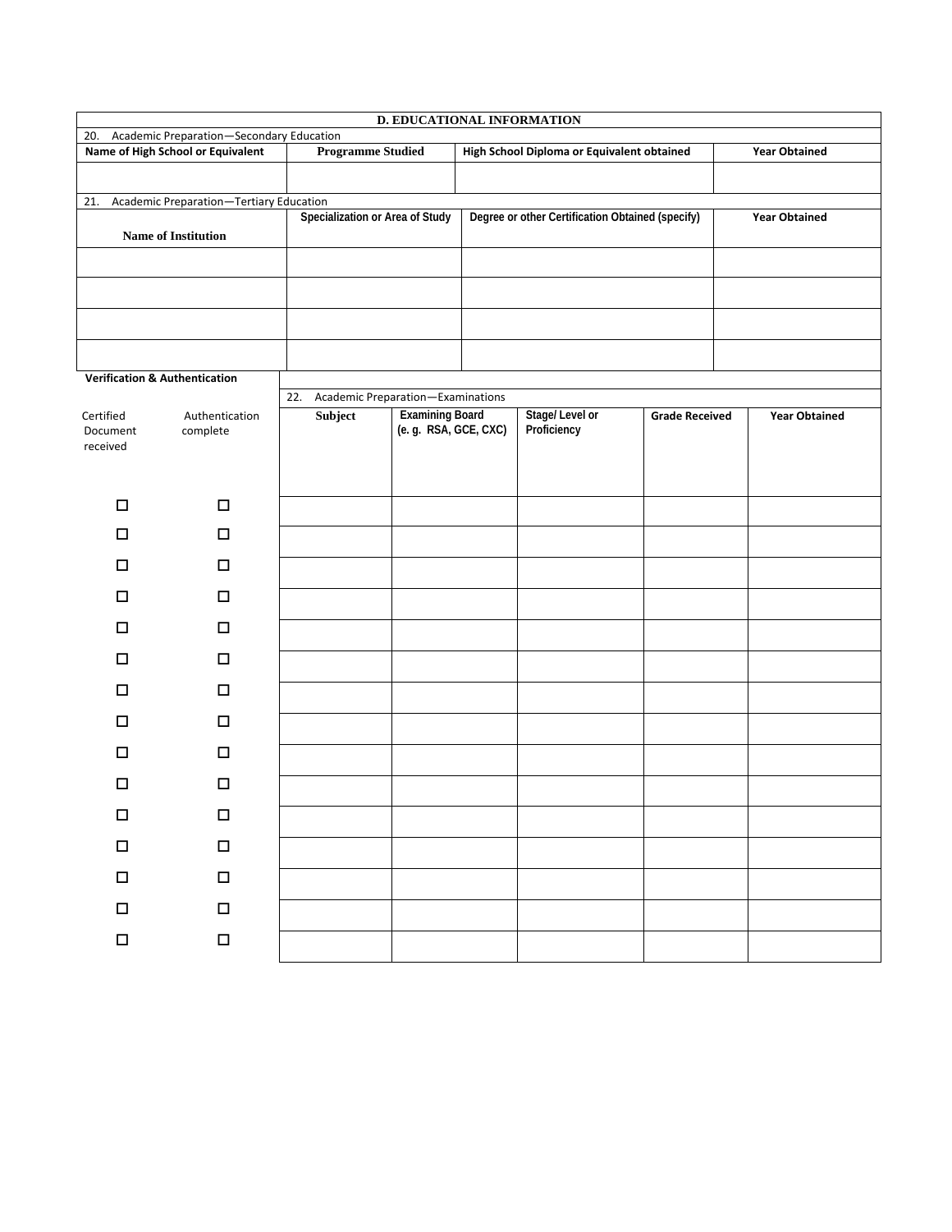## D. EDUCATIONAL INFORMATION

20. Academic Preparation—Secondary Education

| Name of High School or Equivalent | Programme Studied | High School Diploma or Equivalent obtained | Year Obtained |
|---|---|---|---|
| | | | |

21. Academic Preparation—Tertiary Education

| Name of Institution | Specialization or Area of Study | Degree or other Certification Obtained (specify) | Year Obtained |
|---|---|---|---|
| | | | |
| | | | |
| | | | |
| | | | |

**Verification & Authentication**

22. Academic Preparation—Examinations

| Certified Document received | Authentication complete | Subject | Examining Board (e. g. RSA, GCE, CXC) | Stage/ Level or Proficiency | Grade Received | Year Obtained |
|---|---|---|---|---|---|---|
| ☐ | ☐ | | | | | |
| ☐ | ☐ | | | | | |
| ☐ | ☐ | | | | | |
| ☐ | ☐ | | | | | |
| ☐ | ☐ | | | | | |
| ☐ | ☐ | | | | | |
| ☐ | ☐ | | | | | |
| ☐ | ☐ | | | | | |
| ☐ | ☐ | | | | | |
| ☐ | ☐ | | | | | |
| ☐ | ☐ | | | | | |
| ☐ | ☐ | | | | | |
| ☐ | ☐ | | | | | |
| ☐ | ☐ | | | | | |
| ☐ | ☐ | | | | | |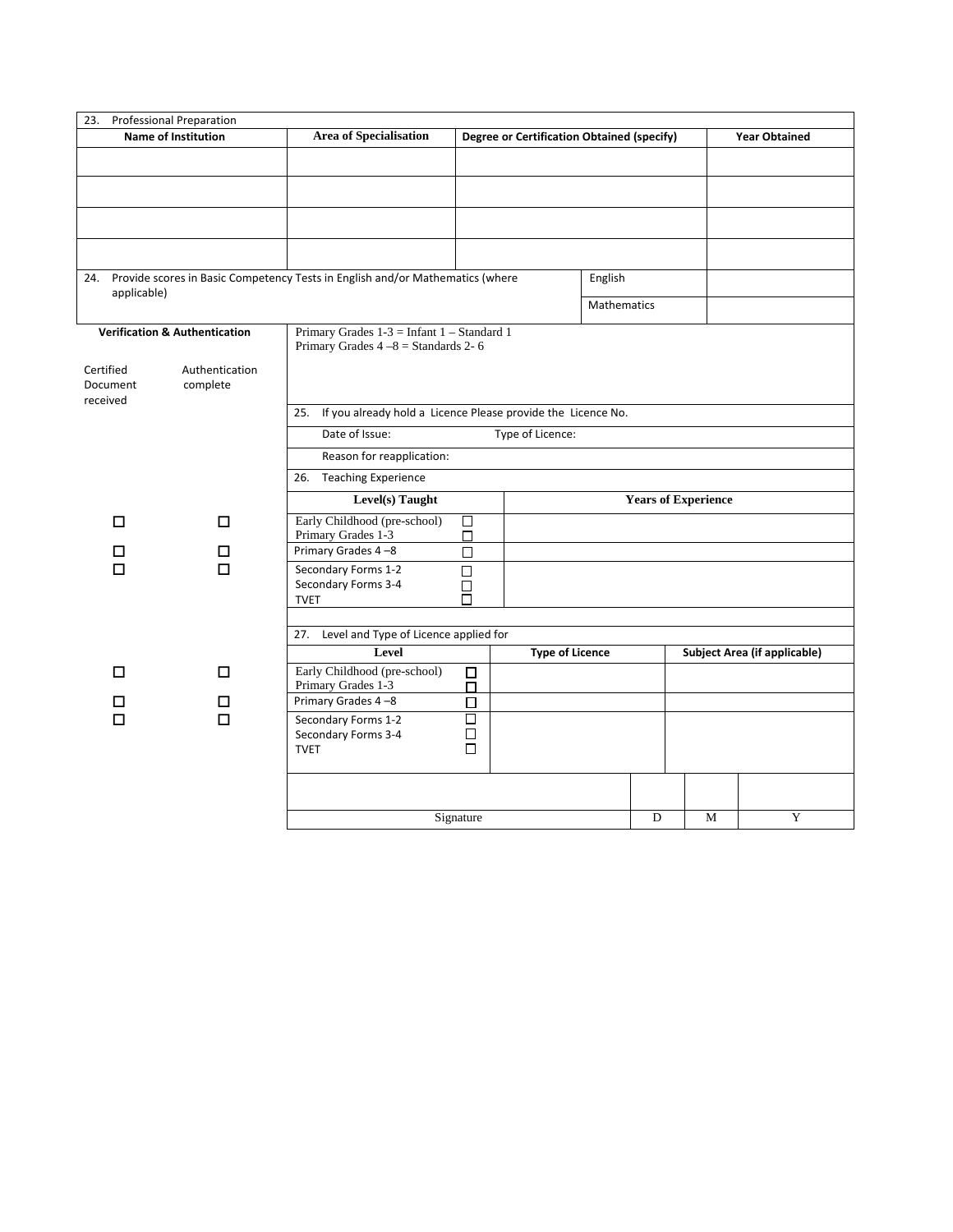23. Professional Preparation

| Name of Institution | Area of Specialisation | Degree or Certification Obtained (specify) | Year Obtained |
|---|---|---|---|
| | | | |
| | | | |
| | | | |
| | | | |

24. Provide scores in Basic Competency Tests in English and/or Mathematics (where applicable)

| | |
|---|---|
| English | |
| Mathematics | |

**Verification & Authentication**

Primary Grades 1-3 = Infant 1 – Standard 1
Primary Grades 4 –8 = Standards 2- 6

| Certified Document received | Authentication complete |
|---|---|
| ☐ | ☐ |
| ☐ | ☐ |
| ☐ | ☐ |

25. If you already hold a Licence Please provide the Licence No.

Date of Issue: Type of Licence:

Reason for reapplication:

26. Teaching Experience

| Level(s) Taught | | Years of Experience |
|---|---|---|
| Early Childhood (pre-school) | ☐ | |
| Primary Grades 1-3 | ☐ | |
| Primary Grades 4 –8 | ☐ | |
| Secondary Forms 1-2 | ☐ | |
| Secondary Forms 3-4 | ☐ | |
| TVET | ☐ | |

| Certified Document received | Authentication complete |
|---|---|
| ☐ | ☐ |
| ☐ | ☐ |
| ☐ | ☐ |

27. Level and Type of Licence applied for

| Level | | Type of Licence | Subject Area (if applicable) |
|---|---|---|---|
| Early Childhood (pre-school) | ☐ | | |
| Primary Grades 1-3 | ☐ | | |
| Primary Grades 4 –8 | ☐ | | |
| Secondary Forms 1-2 | ☐ | | |
| Secondary Forms 3-4 | ☐ | | |
| TVET | ☐ | | |

| Signature | D | M | Y |
|---|---|---|---|
| | | | |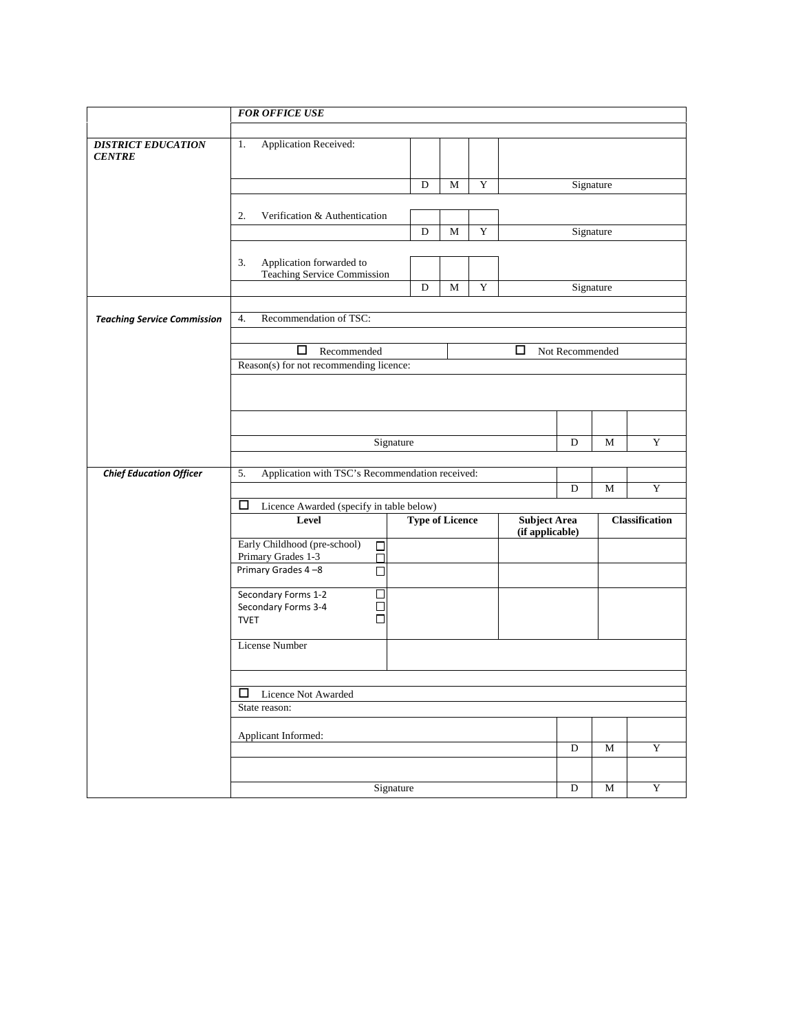| | ***FOR OFFICE USE*** | | | | |
|---|---|---|---|---|---|
| ***DISTRICT EDUCATION CENTRE*** | 1. Application Received: | | | | |
| | | D | M | Y | Signature |
| | 2. Verification & Authentication | | | | |
| | | D | M | Y | Signature |
| | 3. Application forwarded to Teaching Service Commission | | | | |
| | | D | M | Y | Signature |

| | | | | |
|---|---|---|---|---|
| ***Teaching Service Commission*** | 4. Recommendation of TSC: | | | |
| | ☐ Recommended | | ☐ Not Recommended | |
| | Reason(s) for not recommending licence: | | | |
| | | | | |
| | Signature | D | M | Y |

| | | | | |
|---|---|---|---|---|
| ***Chief Education Officer*** | 5. Application with TSC's Recommendation received: | | | |
| | | D | M | Y |
| | ☐ Licence Awarded (specify in table below) | | | |

| **Level** | **Type of Licence** | **Subject Area (if applicable)** | **Classification** |
|---|---|---|---|
| Early Childhood (pre-school) ☐<br>Primary Grades 1-3 ☐ | | | |
| Primary Grades 4 –8 ☐ | | | |
| Secondary Forms 1-2 ☐<br>Secondary Forms 3-4 ☐<br>TVET ☐ | | | |
| License Number | | | |

| | | | |
|---|---|---|---|
| ☐ Licence Not Awarded | | | |
| State reason: | | | |
| Applicant Informed: | | | |
| | D | M | Y |
| | | | |
| Signature | D | M | Y |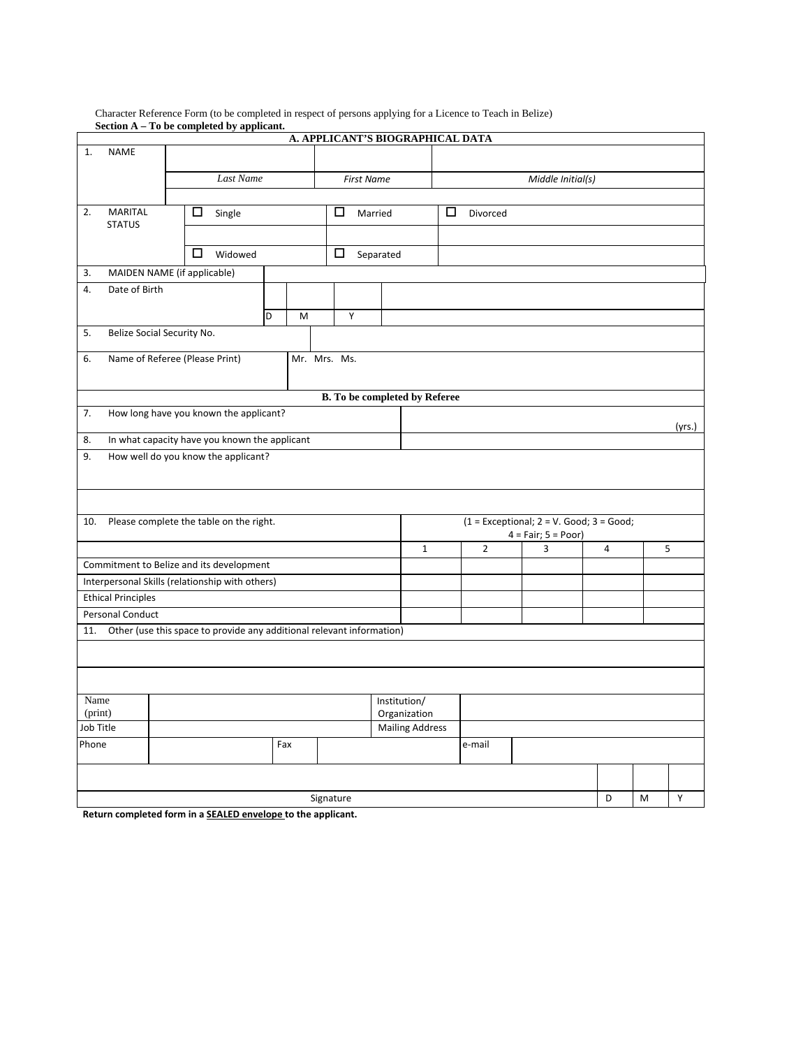Character Reference Form (to be completed in respect of persons applying for a Licence to Teach in Belize)

**Section A – To be completed by applicant.**

| **A. APPLICANT'S BIOGRAPHICAL DATA** | | | | | |
|---|---|---|---|---|---|
| 1. NAME | | | | | |
| | *Last Name* | | *First Name* | *Middle Initial(s)* | |
| 2. MARITAL STATUS | ☐ Single | | ☐ Married | ☐ Divorced | |
| | ☐ Widowed | | ☐ Separated | | |
| 3. MAIDEN NAME (if applicable) | | | | | |
| 4. Date of Birth | D | M | Y | | |
| 5. Belize Social Security No. | | | | | |
| 6. Name of Referee (Please Print) | Mr. Mrs. Ms. | | | | |

| **B. To be completed by Referee** | | | | | |
|---|---|---|---|---|---|
| 7. How long have you known the applicant? | (yrs.) | | | | |
| 8. In what capacity have you known the applicant | | | | | |
| 9. How well do you know the applicant? | | | | | |
| 10. Please complete the table on the right. | (1 = Exceptional; 2 = V. Good; 3 = Good; 4 = Fair; 5 = Poor) | | | | |
| | 1 | 2 | 3 | 4 | 5 |
| Commitment to Belize and its development | | | | | |
| Interpersonal Skills (relationship with others) | | | | | |
| Ethical Principles | | | | | |
| Personal Conduct | | | | | |
| 11. Other (use this space to provide any additional relevant information) | | | | | |

| | | | | | |
|---|---|---|---|---|---|
| Name (print) | | | Institution/ Organization | | |
| Job Title | | | Mailing Address | | |
| Phone | | Fax | | e-mail | |

| | | | |
|---|---|---|---|
| Signature | D | M | Y |

**Return completed form in a <u>SEALED envelope</u> to the applicant.**